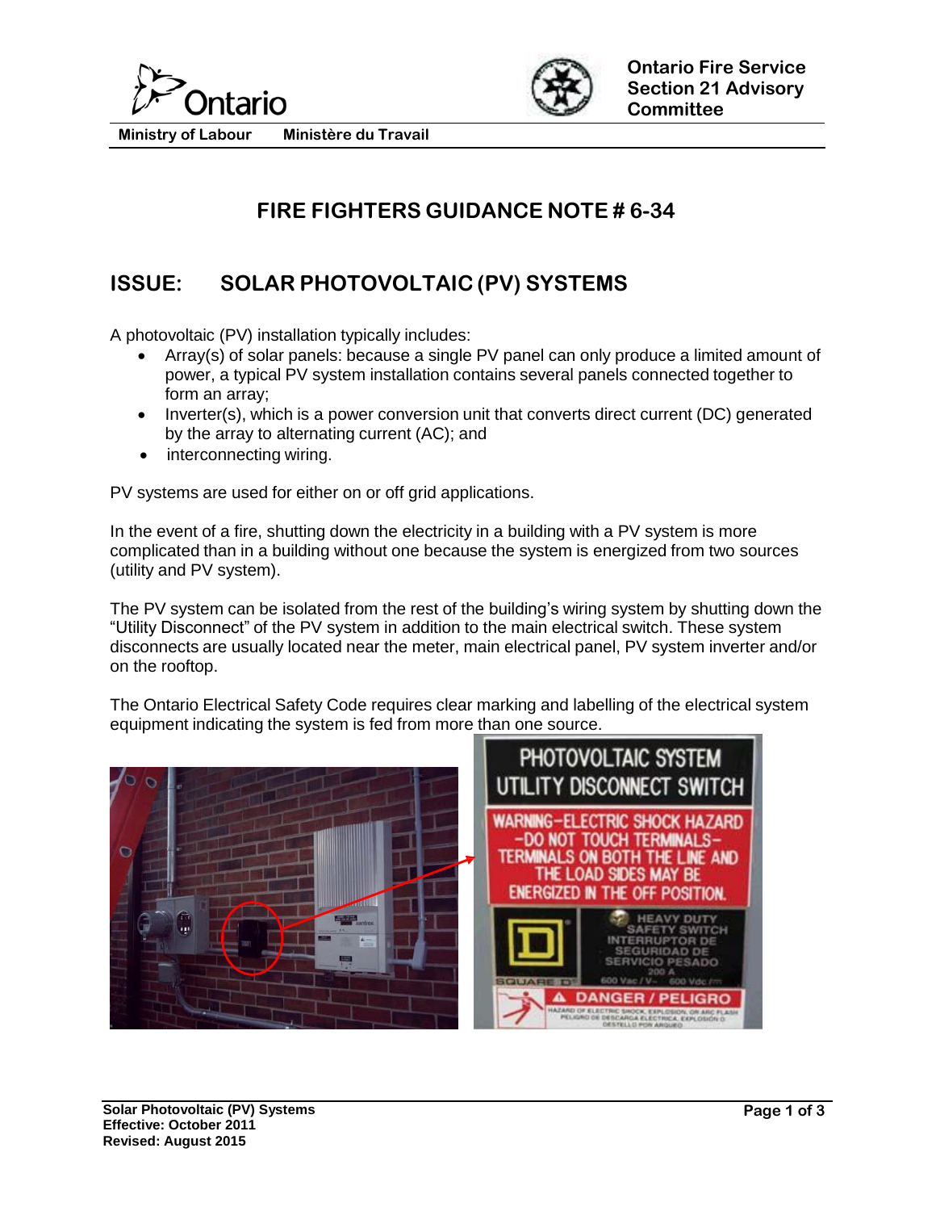Ministry of Labour | Ministère du Travail

Ontario Fire Service Section 21 Advisory Committee

# FIRE FIGHTERS GUIDANCE NOTE # 6-34

## ISSUE: SOLAR PHOTOVOLTAIC (PV) SYSTEMS

A photovoltaic (PV) installation typically includes:

- Array(s) of solar panels: because a single PV panel can only produce a limited amount of power, a typical PV system installation contains several panels connected together to form an array;
- Inverter(s), which is a power conversion unit that converts direct current (DC) generated by the array to alternating current (AC); and
- interconnecting wiring.

PV systems are used for either on or off grid applications.

In the event of a fire, shutting down the electricity in a building with a PV system is more complicated than in a building without one because the system is energized from two sources (utility and PV system).

The PV system can be isolated from the rest of the building's wiring system by shutting down the "Utility Disconnect" of the PV system in addition to the main electrical switch. These system disconnects are usually located near the meter, main electrical panel, PV system inverter and/or on the rooftop.

The Ontario Electrical Safety Code requires clear marking and labelling of the electrical system equipment indicating the system is fed from more than one source.

Solar Photovoltaic (PV) Systems
Effective: October 2011
Revised: August 2015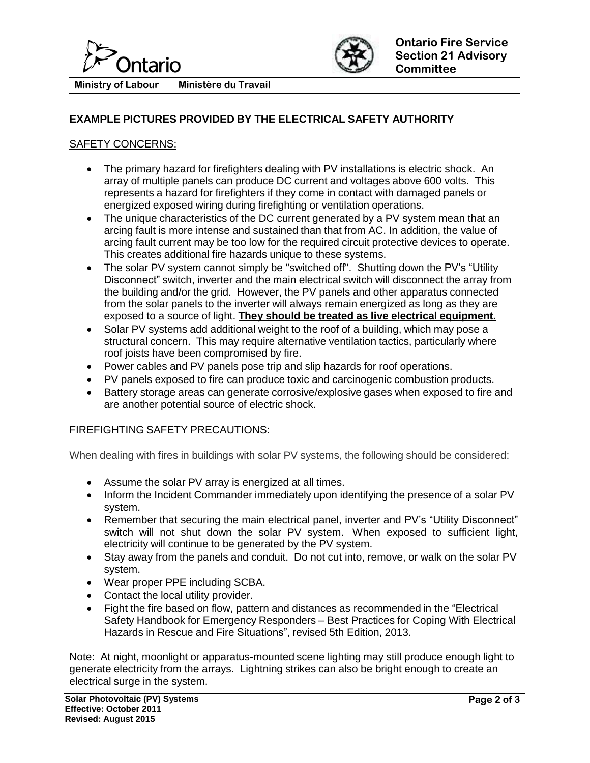## EXAMPLE PICTURES PROVIDED BY THE ELECTRICAL SAFETY AUTHORITY

### SAFETY CONCERNS:

- The primary hazard for firefighters dealing with PV installations is electric shock. An array of multiple panels can produce DC current and voltages above 600 volts. This represents a hazard for firefighters if they come in contact with damaged panels or energized exposed wiring during firefighting or ventilation operations.
- The unique characteristics of the DC current generated by a PV system mean that an arcing fault is more intense and sustained than that from AC. In addition, the value of arcing fault current may be too low for the required circuit protective devices to operate. This creates additional fire hazards unique to these systems.
- The solar PV system cannot simply be "switched off". Shutting down the PV's "Utility Disconnect" switch, inverter and the main electrical switch will disconnect the array from the building and/or the grid. However, the PV panels and other apparatus connected from the solar panels to the inverter will always remain energized as long as they are exposed to a source of light. **They should be treated as live electrical equipment.**
- Solar PV systems add additional weight to the roof of a building, which may pose a structural concern. This may require alternative ventilation tactics, particularly where roof joists have been compromised by fire.
- Power cables and PV panels pose trip and slip hazards for roof operations.
- PV panels exposed to fire can produce toxic and carcinogenic combustion products.
- Battery storage areas can generate corrosive/explosive gases when exposed to fire and are another potential source of electric shock.

### FIREFIGHTING SAFETY PRECAUTIONS:

When dealing with fires in buildings with solar PV systems, the following should be considered:

- Assume the solar PV array is energized at all times.
- Inform the Incident Commander immediately upon identifying the presence of a solar PV system.
- Remember that securing the main electrical panel, inverter and PV's "Utility Disconnect" switch will not shut down the solar PV system. When exposed to sufficient light, electricity will continue to be generated by the PV system.
- Stay away from the panels and conduit. Do not cut into, remove, or walk on the solar PV system.
- Wear proper PPE including SCBA.
- Contact the local utility provider.
- Fight the fire based on flow, pattern and distances as recommended in the "Electrical Safety Handbook for Emergency Responders – Best Practices for Coping With Electrical Hazards in Rescue and Fire Situations", revised 5th Edition, 2013.

Note: At night, moonlight or apparatus-mounted scene lighting may still produce enough light to generate electricity from the arrays. Lightning strikes can also be bright enough to create an electrical surge in the system.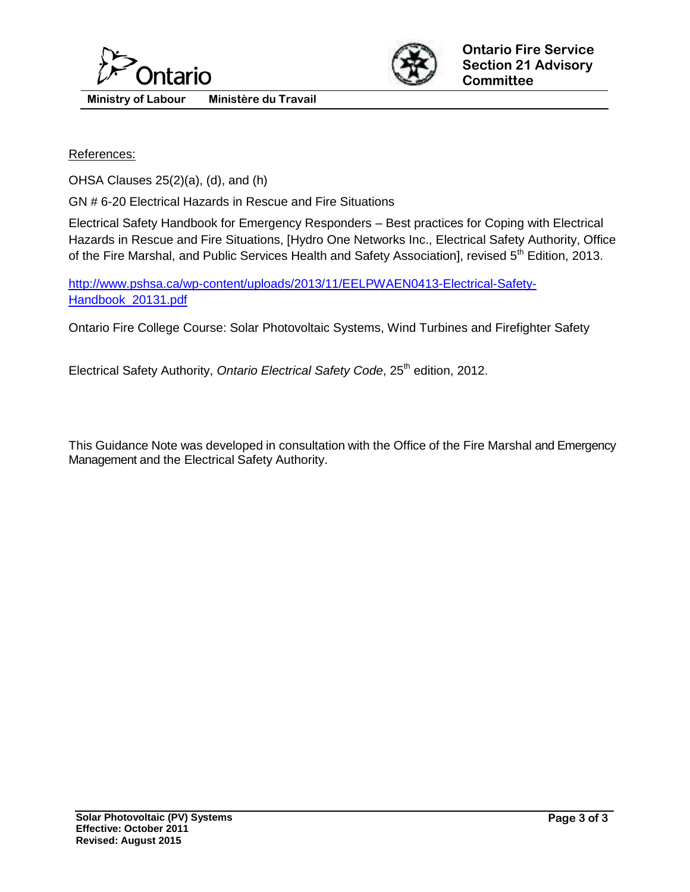References:

OHSA Clauses 25(2)(a), (d), and (h)

GN # 6-20 Electrical Hazards in Rescue and Fire Situations

Electrical Safety Handbook for Emergency Responders – Best practices for Coping with Electrical Hazards in Rescue and Fire Situations, [Hydro One Networks Inc., Electrical Safety Authority, Office of the Fire Marshal, and Public Services Health and Safety Association], revised 5th Edition, 2013.

http://www.pshsa.ca/wp-content/uploads/2013/11/EELPWAEN0413-Electrical-Safety-Handbook_20131.pdf

Ontario Fire College Course: Solar Photovoltaic Systems, Wind Turbines and Firefighter Safety

Electrical Safety Authority, *Ontario Electrical Safety Code*, 25th edition, 2012.

This Guidance Note was developed in consultation with the Office of the Fire Marshal and Emergency Management and the Electrical Safety Authority.